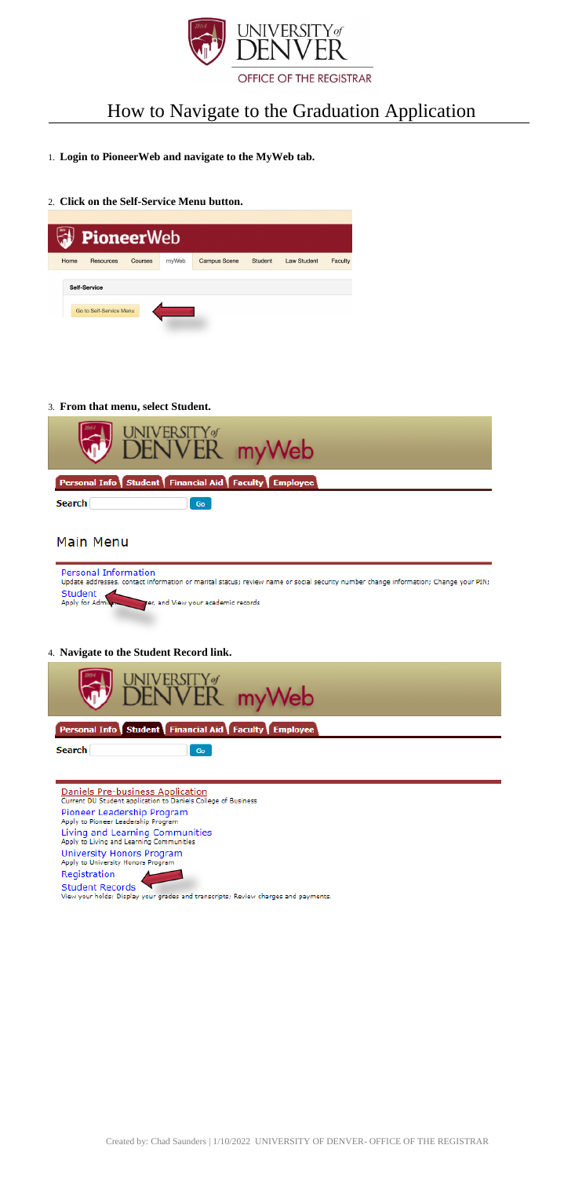# How to Navigate to the Graduation Application

1. **Login to PioneerWeb and navigate to the MyWeb tab.**

2. **Click on the Self-Service Menu button.**

3. **From that menu, select Student.**

4. **Navigate to the Student Record link.**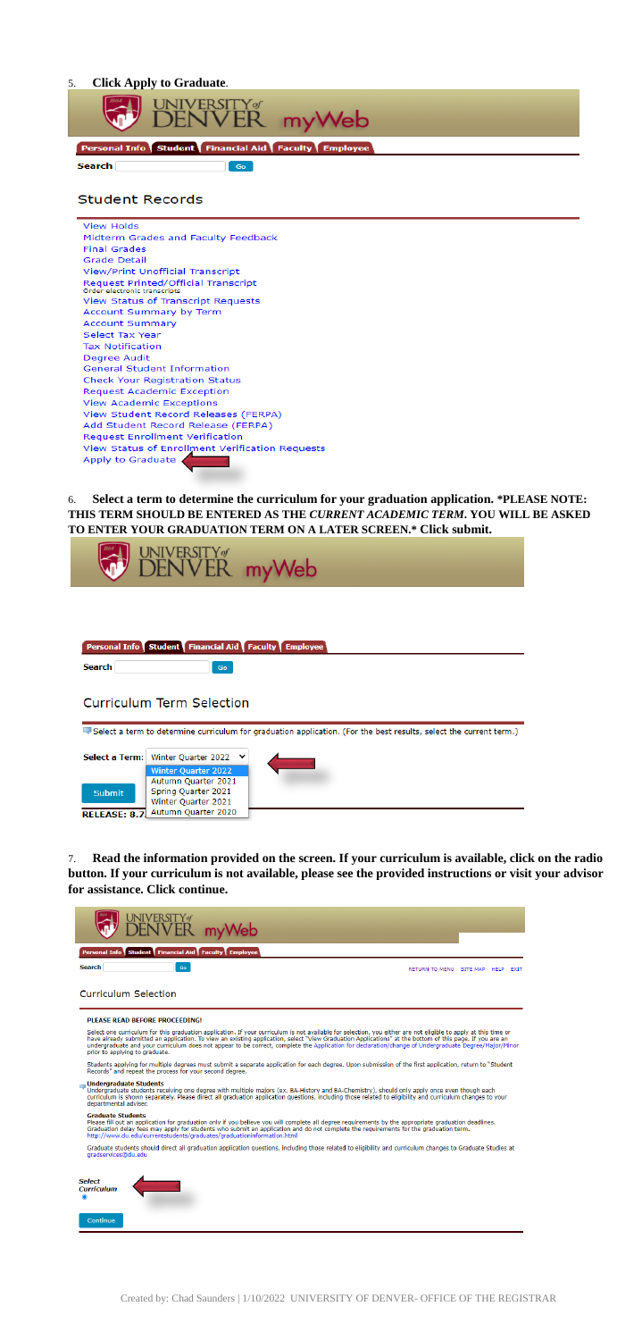5. **Click Apply to Graduate**.

UNIVERSITY of DENVER myWeb

Personal Info | Student | Financial Aid | Faculty | Employee

Search Go

Student Records

View Holds
Midterm Grades and Faculty Feedback
Final Grades
Grade Detail
View/Print Unofficial Transcript
Request Printed/Official Transcript
Order electronic transcripts
View Status of Transcript Requests
Account Summary by Term
Account Summary
Select Tax Year
Tax Notification
Degree Audit
General Student Information
Check Your Registration Status
Request Academic Exception
View Academic Exceptions
View Student Record Releases (FERPA)
Add Student Record Release (FERPA)
Request Enrollment Verification
View Status of Enrollment Verification Requests
Apply to Graduate

6. **Select a term to determine the curriculum for your graduation application. *PLEASE NOTE: THIS TERM SHOULD BE ENTERED AS THE *CURRENT ACADEMIC TERM*. YOU WILL BE ASKED TO ENTER YOUR GRADUATION TERM ON A LATER SCREEN.* Click submit.**

UNIVERSITY of DENVER myWeb

Personal Info | Student | Financial Aid | Faculty | Employee

Search Go

Curriculum Term Selection

Select a term to determine curriculum for graduation application. (For the best results, select the current term.)

Select a Term: Winter Quarter 2022
Winter Quarter 2022
Autumn Quarter 2021
Spring Quarter 2021
Winter Quarter 2021
Autumn Quarter 2020

Submit

RELEASE: 8.7

7. **Read the information provided on the screen. If your curriculum is available, click on the radio button. If your curriculum is not available, please see the provided instructions or visit your advisor for assistance. Click continue.**

UNIVERSITY of DENVER myWeb

Personal Info | Student | Financial Aid | Faculty | Employee

Search Go RETURN TO MENU SITE MAP HELP EXIT

Curriculum Selection

PLEASE READ BEFORE PROCEEDING!

Select one curriculum for this graduation application. If your curriculum is not available for selection, you either are not eligible to apply at this time or have already submitted an application. To view an existing application, select "View Graduation Applications" at the bottom of this page. If you are an undergraduate and your curriculum does not appear to be correct, complete the Application for declaration/change of Undergraduate Degree/Major/Minor prior to applying to graduate.

Students applying for multiple degrees must submit a separate application for each degree. Upon submission of the first application, return to "Student Records" and repeat the process for your second degree.

**Undergraduate Students**
Undergraduate students receiving one degree with multiple majors (ex. BA-History and BA-Chemistry), should only apply once even though each curriculum is shown separately. Please direct all graduation application questions, including those related to eligibility and curriculum changes to your departmental adviser.

**Graduate Students**
Please fill out an application for graduation only if you believe you will complete all degree requirements by the appropriate graduation deadlines. Graduation delay fees may apply for students who submit an application and do not complete the requirements for the graduation term.
http://www.du.edu/currentstudents/graduates/graduationinformation.html

Graduate students should direct all graduation application questions, including those related to eligibility and curriculum changes to Graduate Studies at gradservices@du.edu

Select Curriculum

Continue

Created by: Chad Saunders | 1/10/2022 UNIVERSITY OF DENVER- OFFICE OF THE REGISTRAR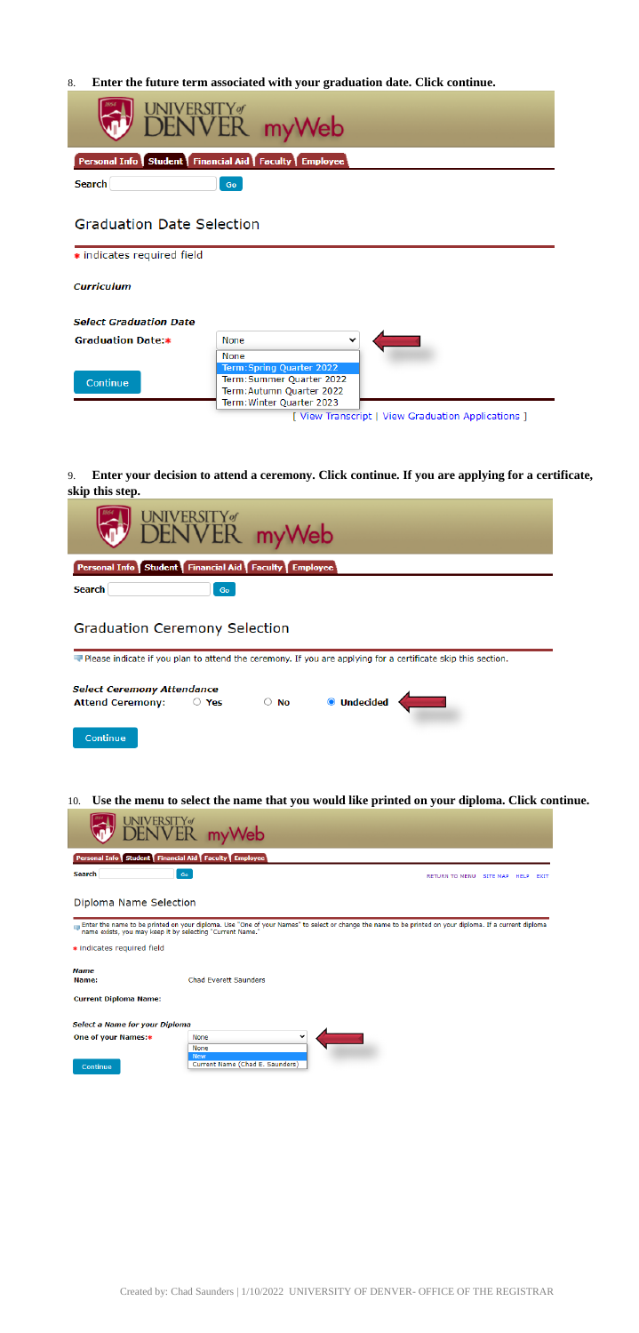8. **Enter the future term associated with your graduation date. Click continue.**

UNIVERSITY of DENVER myWeb

Personal Info | Student | Financial Aid | Faculty | Employee

Search [ ] Go

## Graduation Date Selection

* indicates required field

*Curriculum*

*Select Graduation Date*

**Graduation Date:*** None

- None
- Term:Spring Quarter 2022
- Term:Summer Quarter 2022
- Term:Autumn Quarter 2022
- Term:Winter Quarter 2023

Continue

[ View Transcript | View Graduation Applications ]

9. **Enter your decision to attend a ceremony. Click continue. If you are applying for a certificate, skip this step.**

UNIVERSITY of DENVER myWeb

Personal Info | Student | Financial Aid | Faculty | Employee

Search [ ] Go

## Graduation Ceremony Selection

Please indicate if you plan to attend the ceremony. If you are applying for a certificate skip this section.

*Select Ceremony Attendance*

**Attend Ceremony:** ○ Yes ○ No ◉ Undecided

Continue

10. **Use the menu to select the name that you would like printed on your diploma. Click continue.**

UNIVERSITY of DENVER myWeb

Personal Info | Student | Financial Aid | Faculty | Employee

Search [ ] Go RETURN TO MENU SITE MAP HELP EXIT

## Diploma Name Selection

Enter the name to be printed on your diploma. Use "One of your Names" to select or change the name to be printed on your diploma. If a current diploma name exists, you may keep it by selecting "Current Name."

* indicates required field

*Name*

**Name:** Chad Everett Saunders

**Current Diploma Name:**

*Select a Name for your Diploma*

**One of your Names:*** None

- None
- New
- Current Name (Chad E. Saunders)

Continue

Created by: Chad Saunders | 1/10/2022 UNIVERSITY OF DENVER- OFFICE OF THE REGISTRAR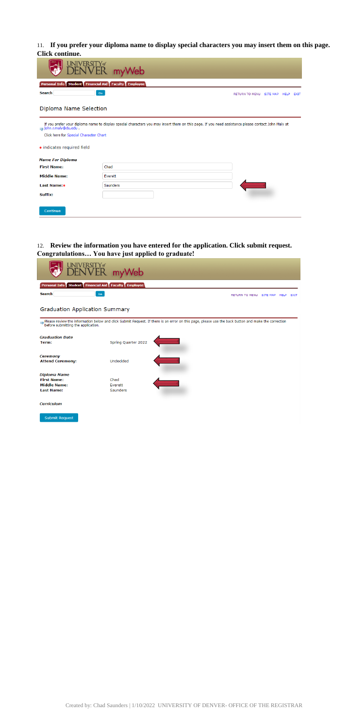11. **If you prefer your diploma name to display special characters you may insert them on this page. Click continue.**

UNIVERSITY of DENVER myWeb

Personal Info | Student | Financial Aid | Faculty | Employee

Search [ ] Go — RETURN TO MENU SITE MAP HELP EXIT

### Diploma Name Selection

If you prefer your diploma name to display special characters you may insert them on this page. If you need assistance please contact John Maly at john.r.maly@du.edu .

Click here for Special Character Chart

* indicates required field

| | |
|---|---|
| ***Name For Diploma*** | |
| **First Name:** | Chad |
| **Middle Name:** | Everett |
| **Last Name:*** | Saunders |
| **Suffix:** | |

Continue

12. **Review the information you have entered for the application. Click submit request. Congratulations… You have just applied to graduate!**

UNIVERSITY of DENVER myWeb

Personal Info | Student | Financial Aid | Faculty | Employee

Search [ ] Go — RETURN TO MENU SITE MAP HELP EXIT

### Graduation Application Summary

Please review the information below and click Submit Request. If there is an error on this page, please use the back button and make the correction before submitting the application.

| | |
|---|---|
| ***Graduation Date*** | |
| **Term:** | Spring Quarter 2022 |
| ***Ceremony*** | |
| **Attend Ceremony:** | Undecided |
| ***Diploma Name*** | |
| **First Name:** | Chad |
| **Middle Name:** | Everett |
| **Last Name:** | Saunders |
| ***Curriculum*** | |

Submit Request

Created by: Chad Saunders | 1/10/2022 UNIVERSITY OF DENVER- OFFICE OF THE REGISTRAR